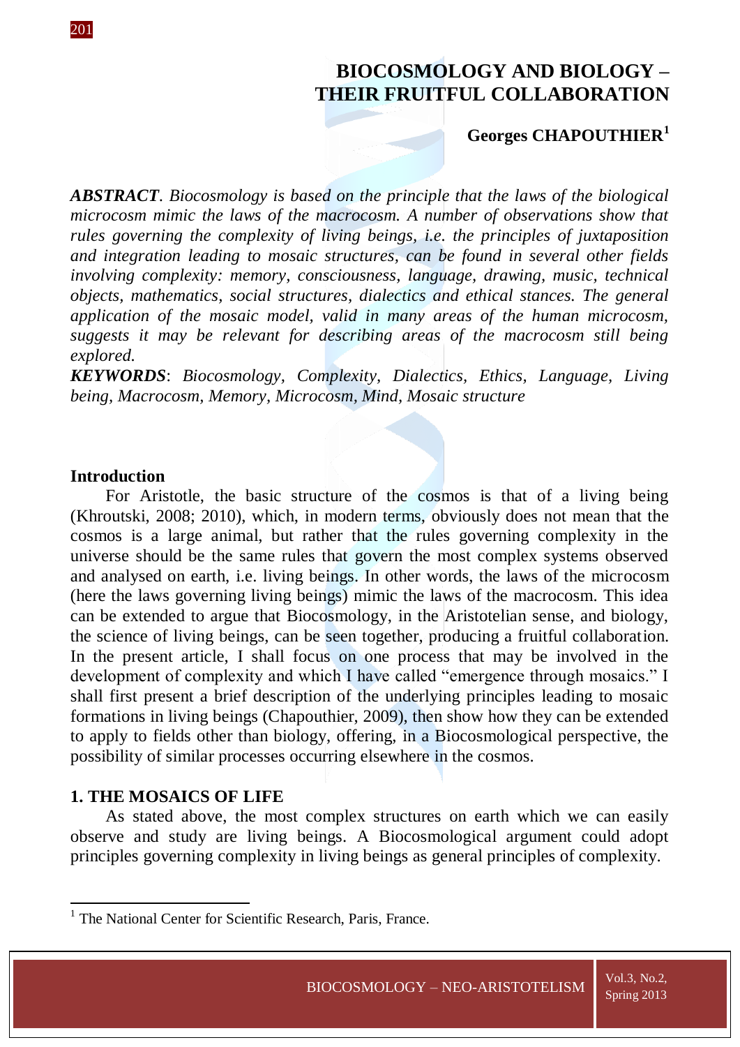# BIOCOSMOLOGY AND BIOLOGY – THEIR FRUITFUL COLLABORATION

**Georges CHAPOUTHIER**[1]

***ABSTRACT***. *Biocosmology is based on the principle that the laws of the biological microcosm mimic the laws of the macrocosm. A number of observations show that rules governing the complexity of living beings, i.e. the principles of juxtaposition and integration leading to mosaic structures, can be found in several other fields involving complexity: memory, consciousness, language, drawing, music, technical objects, mathematics, social structures, dialectics and ethical stances. The general application of the mosaic model, valid in many areas of the human microcosm, suggests it may be relevant for describing areas of the macrocosm still being explored.*

***KEYWORDS***: *Biocosmology, Complexity, Dialectics, Ethics, Language, Living being, Macrocosm, Memory, Microcosm, Mind, Mosaic structure*

## Introduction

For Aristotle, the basic structure of the cosmos is that of a living being (Khroutski, 2008; 2010), which, in modern terms, obviously does not mean that the cosmos is a large animal, but rather that the rules governing complexity in the universe should be the same rules that govern the most complex systems observed and analysed on earth, i.e. living beings. In other words, the laws of the microcosm (here the laws governing living beings) mimic the laws of the macrocosm. This idea can be extended to argue that Biocosmology, in the Aristotelian sense, and biology, the science of living beings, can be seen together, producing a fruitful collaboration. In the present article, I shall focus on one process that may be involved in the development of complexity and which I have called "emergence through mosaics." I shall first present a brief description of the underlying principles leading to mosaic formations in living beings (Chapouthier, 2009), then show how they can be extended to apply to fields other than biology, offering, in a Biocosmological perspective, the possibility of similar processes occurring elsewhere in the cosmos.

## 1. THE MOSAICS OF LIFE

As stated above, the most complex structures on earth which we can easily observe and study are living beings. A Biocosmological argument could adopt principles governing complexity in living beings as general principles of complexity.

---

[1] The National Center for Scientific Research, Paris, France.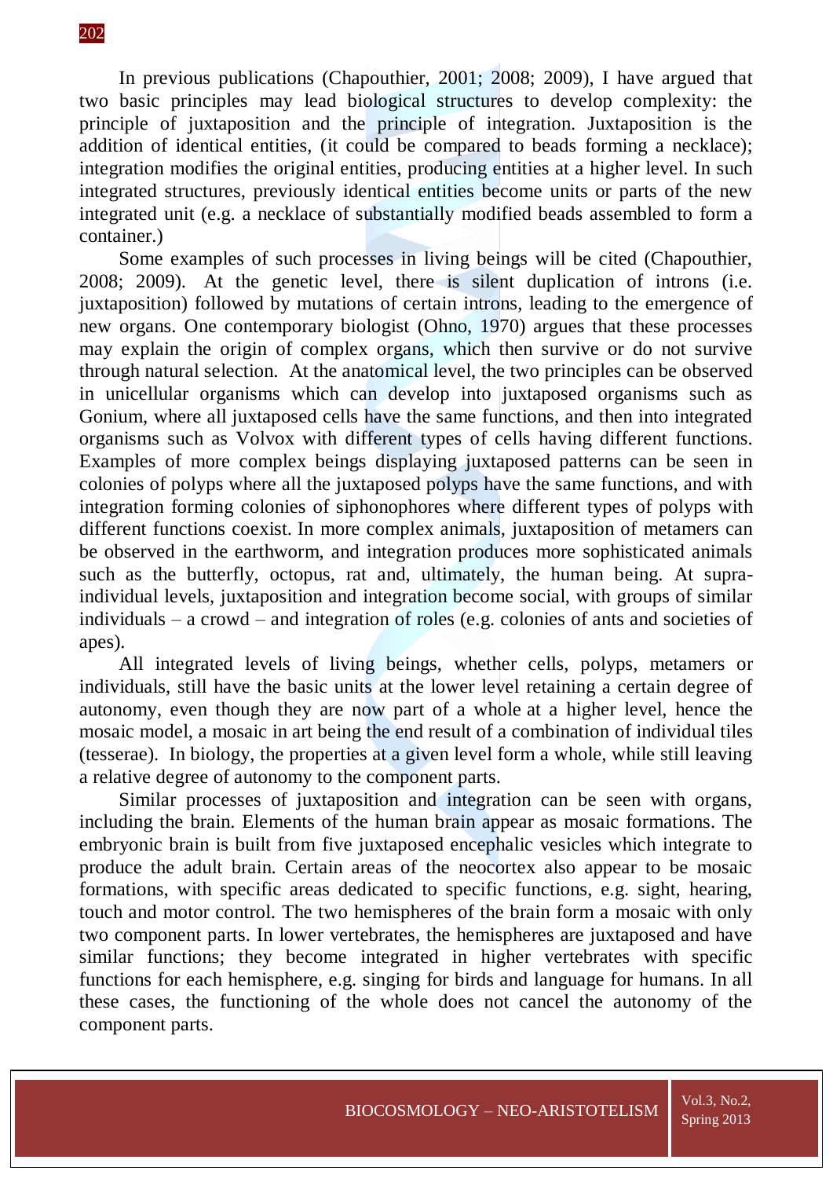In previous publications (Chapouthier, 2001; 2008; 2009), I have argued that two basic principles may lead biological structures to develop complexity: the principle of juxtaposition and the principle of integration. Juxtaposition is the addition of identical entities, (it could be compared to beads forming a necklace); integration modifies the original entities, producing entities at a higher level. In such integrated structures, previously identical entities become units or parts of the new integrated unit (e.g. a necklace of substantially modified beads assembled to form a container.)

Some examples of such processes in living beings will be cited (Chapouthier, 2008; 2009). At the genetic level, there is silent duplication of introns (i.e. juxtaposition) followed by mutations of certain introns, leading to the emergence of new organs. One contemporary biologist (Ohno, 1970) argues that these processes may explain the origin of complex organs, which then survive or do not survive through natural selection. At the anatomical level, the two principles can be observed in unicellular organisms which can develop into juxtaposed organisms such as Gonium, where all juxtaposed cells have the same functions, and then into integrated organisms such as Volvox with different types of cells having different functions. Examples of more complex beings displaying juxtaposed patterns can be seen in colonies of polyps where all the juxtaposed polyps have the same functions, and with integration forming colonies of siphonophores where different types of polyps with different functions coexist. In more complex animals, juxtaposition of metamers can be observed in the earthworm, and integration produces more sophisticated animals such as the butterfly, octopus, rat and, ultimately, the human being. At supra-individual levels, juxtaposition and integration become social, with groups of similar individuals – a crowd – and integration of roles (e.g. colonies of ants and societies of apes).

All integrated levels of living beings, whether cells, polyps, metamers or individuals, still have the basic units at the lower level retaining a certain degree of autonomy, even though they are now part of a whole at a higher level, hence the mosaic model, a mosaic in art being the end result of a combination of individual tiles (tesserae). In biology, the properties at a given level form a whole, while still leaving a relative degree of autonomy to the component parts.

Similar processes of juxtaposition and integration can be seen with organs, including the brain. Elements of the human brain appear as mosaic formations. The embryonic brain is built from five juxtaposed encephalic vesicles which integrate to produce the adult brain. Certain areas of the neocortex also appear to be mosaic formations, with specific areas dedicated to specific functions, e.g. sight, hearing, touch and motor control. The two hemispheres of the brain form a mosaic with only two component parts. In lower vertebrates, the hemispheres are juxtaposed and have similar functions; they become integrated in higher vertebrates with specific functions for each hemisphere, e.g. singing for birds and language for humans. In all these cases, the functioning of the whole does not cancel the autonomy of the component parts.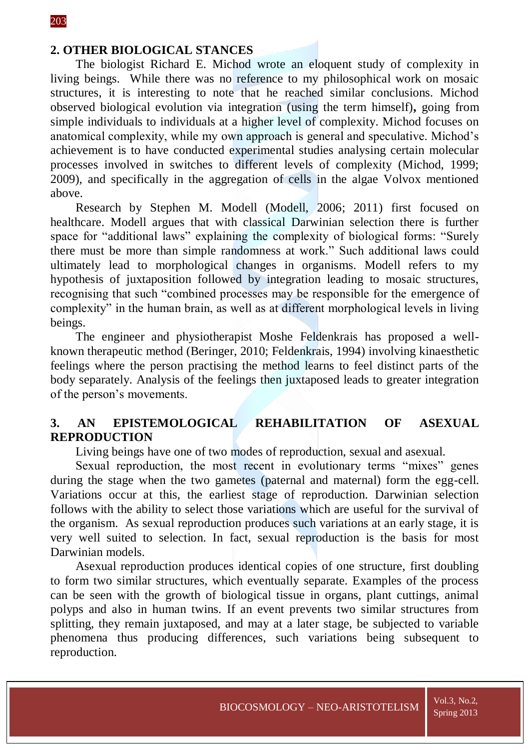## 2. OTHER BIOLOGICAL STANCES

The biologist Richard E. Michod wrote an eloquent study of complexity in living beings. While there was no reference to my philosophical work on mosaic structures, it is interesting to note that he reached similar conclusions. Michod observed biological evolution via integration (using the term himself), going from simple individuals to individuals at a higher level of complexity. Michod focuses on anatomical complexity, while my own approach is general and speculative. Michod's achievement is to have conducted experimental studies analysing certain molecular processes involved in switches to different levels of complexity (Michod, 1999; 2009), and specifically in the aggregation of cells in the algae Volvox mentioned above.

Research by Stephen M. Modell (Modell, 2006; 2011) first focused on healthcare. Modell argues that with classical Darwinian selection there is further space for "additional laws" explaining the complexity of biological forms: "Surely there must be more than simple randomness at work." Such additional laws could ultimately lead to morphological changes in organisms. Modell refers to my hypothesis of juxtaposition followed by integration leading to mosaic structures, recognising that such "combined processes may be responsible for the emergence of complexity" in the human brain, as well as at different morphological levels in living beings.

The engineer and physiotherapist Moshe Feldenkrais has proposed a well-known therapeutic method (Beringer, 2010; Feldenkrais, 1994) involving kinaesthetic feelings where the person practising the method learns to feel distinct parts of the body separately. Analysis of the feelings then juxtaposed leads to greater integration of the person's movements.

## 3. AN EPISTEMOLOGICAL REHABILITATION OF ASEXUAL REPRODUCTION

Living beings have one of two modes of reproduction, sexual and asexual.

Sexual reproduction, the most recent in evolutionary terms "mixes" genes during the stage when the two gametes (paternal and maternal) form the egg-cell. Variations occur at this, the earliest stage of reproduction. Darwinian selection follows with the ability to select those variations which are useful for the survival of the organism. As sexual reproduction produces such variations at an early stage, it is very well suited to selection. In fact, sexual reproduction is the basis for most Darwinian models.

Asexual reproduction produces identical copies of one structure, first doubling to form two similar structures, which eventually separate. Examples of the process can be seen with the growth of biological tissue in organs, plant cuttings, animal polyps and also in human twins. If an event prevents two similar structures from splitting, they remain juxtaposed, and may at a later stage, be subjected to variable phenomena thus producing differences, such variations being subsequent to reproduction.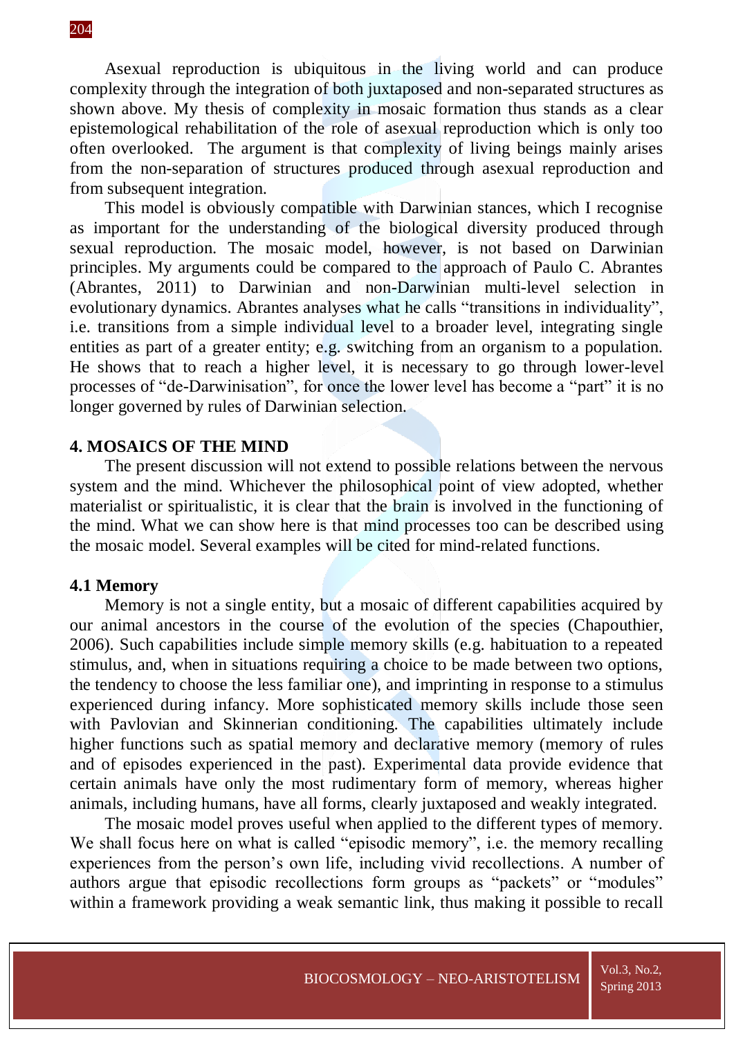Asexual reproduction is ubiquitous in the living world and can produce complexity through the integration of both juxtaposed and non-separated structures as shown above. My thesis of complexity in mosaic formation thus stands as a clear epistemological rehabilitation of the role of asexual reproduction which is only too often overlooked. The argument is that complexity of living beings mainly arises from the non-separation of structures produced through asexual reproduction and from subsequent integration.

This model is obviously compatible with Darwinian stances, which I recognise as important for the understanding of the biological diversity produced through sexual reproduction. The mosaic model, however, is not based on Darwinian principles. My arguments could be compared to the approach of Paulo C. Abrantes (Abrantes, 2011) to Darwinian and non-Darwinian multi-level selection in evolutionary dynamics. Abrantes analyses what he calls "transitions in individuality", i.e. transitions from a simple individual level to a broader level, integrating single entities as part of a greater entity; e.g. switching from an organism to a population. He shows that to reach a higher level, it is necessary to go through lower-level processes of "de-Darwinisation", for once the lower level has become a "part" it is no longer governed by rules of Darwinian selection.

## 4. MOSAICS OF THE MIND

The present discussion will not extend to possible relations between the nervous system and the mind. Whichever the philosophical point of view adopted, whether materialist or spiritualistic, it is clear that the brain is involved in the functioning of the mind. What we can show here is that mind processes too can be described using the mosaic model. Several examples will be cited for mind-related functions.

### 4.1 Memory

Memory is not a single entity, but a mosaic of different capabilities acquired by our animal ancestors in the course of the evolution of the species (Chapouthier, 2006). Such capabilities include simple memory skills (e.g. habituation to a repeated stimulus, and, when in situations requiring a choice to be made between two options, the tendency to choose the less familiar one), and imprinting in response to a stimulus experienced during infancy. More sophisticated memory skills include those seen with Pavlovian and Skinnerian conditioning. The capabilities ultimately include higher functions such as spatial memory and declarative memory (memory of rules and of episodes experienced in the past). Experimental data provide evidence that certain animals have only the most rudimentary form of memory, whereas higher animals, including humans, have all forms, clearly juxtaposed and weakly integrated.

The mosaic model proves useful when applied to the different types of memory. We shall focus here on what is called "episodic memory", i.e. the memory recalling experiences from the person's own life, including vivid recollections. A number of authors argue that episodic recollections form groups as "packets" or "modules" within a framework providing a weak semantic link, thus making it possible to recall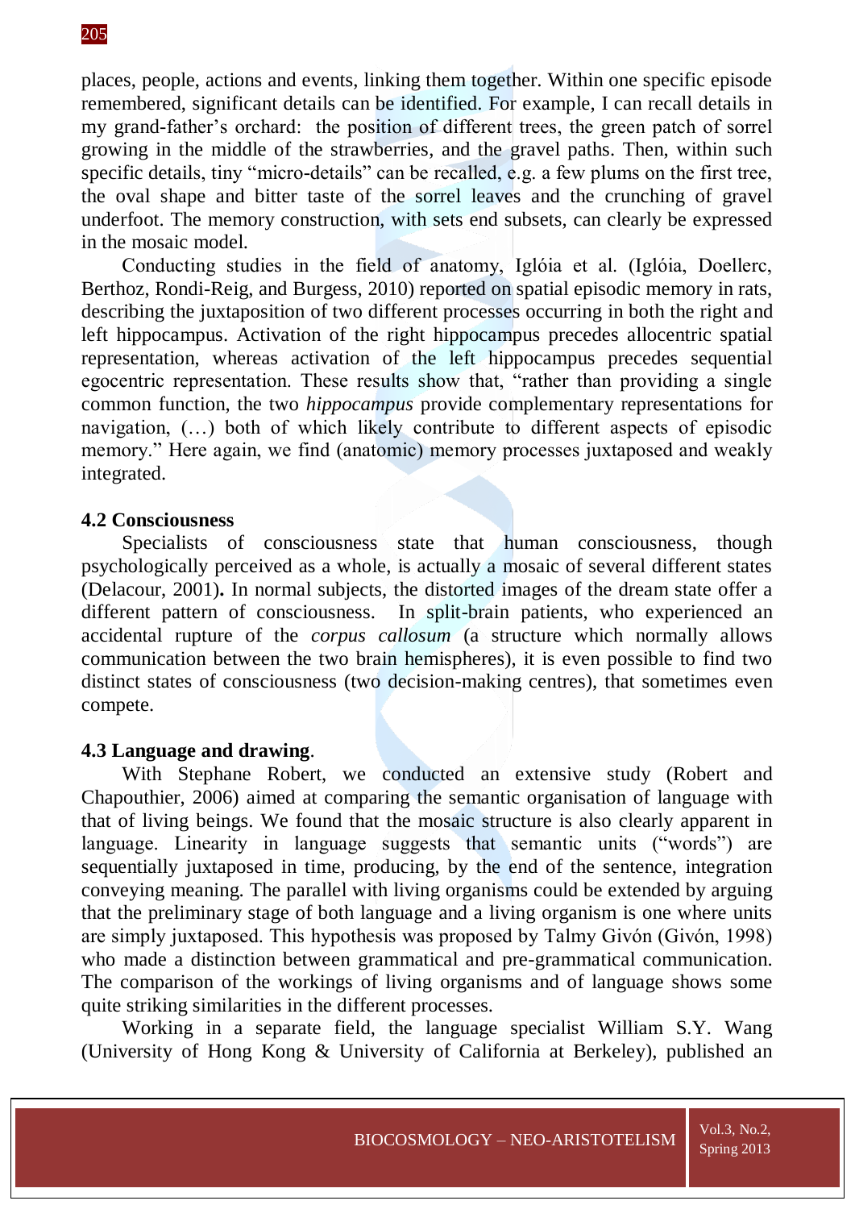places, people, actions and events, linking them together. Within one specific episode remembered, significant details can be identified. For example, I can recall details in my grand-father's orchard: the position of different trees, the green patch of sorrel growing in the middle of the strawberries, and the gravel paths. Then, within such specific details, tiny "micro-details" can be recalled, e.g. a few plums on the first tree, the oval shape and bitter taste of the sorrel leaves and the crunching of gravel underfoot. The memory construction, with sets end subsets, can clearly be expressed in the mosaic model.

Conducting studies in the field of anatomy, Iglóia et al. (Iglóia, Doellerc, Berthoz, Rondi-Reig, and Burgess, 2010) reported on spatial episodic memory in rats, describing the juxtaposition of two different processes occurring in both the right and left hippocampus. Activation of the right hippocampus precedes allocentric spatial representation, whereas activation of the left hippocampus precedes sequential egocentric representation. These results show that, "rather than providing a single common function, the two *hippocampus* provide complementary representations for navigation, (…) both of which likely contribute to different aspects of episodic memory." Here again, we find (anatomic) memory processes juxtaposed and weakly integrated.

### 4.2 Consciousness

Specialists of consciousness state that human consciousness, though psychologically perceived as a whole, is actually a mosaic of several different states (Delacour, 2001). In normal subjects, the distorted images of the dream state offer a different pattern of consciousness. In split-brain patients, who experienced an accidental rupture of the *corpus callosum* (a structure which normally allows communication between the two brain hemispheres), it is even possible to find two distinct states of consciousness (two decision-making centres), that sometimes even compete.

### 4.3 Language and drawing.

With Stephane Robert, we conducted an extensive study (Robert and Chapouthier, 2006) aimed at comparing the semantic organisation of language with that of living beings. We found that the mosaic structure is also clearly apparent in language. Linearity in language suggests that semantic units ("words") are sequentially juxtaposed in time, producing, by the end of the sentence, integration conveying meaning. The parallel with living organisms could be extended by arguing that the preliminary stage of both language and a living organism is one where units are simply juxtaposed. This hypothesis was proposed by Talmy Givón (Givón, 1998) who made a distinction between grammatical and pre-grammatical communication. The comparison of the workings of living organisms and of language shows some quite striking similarities in the different processes.

Working in a separate field, the language specialist William S.Y. Wang (University of Hong Kong & University of California at Berkeley), published an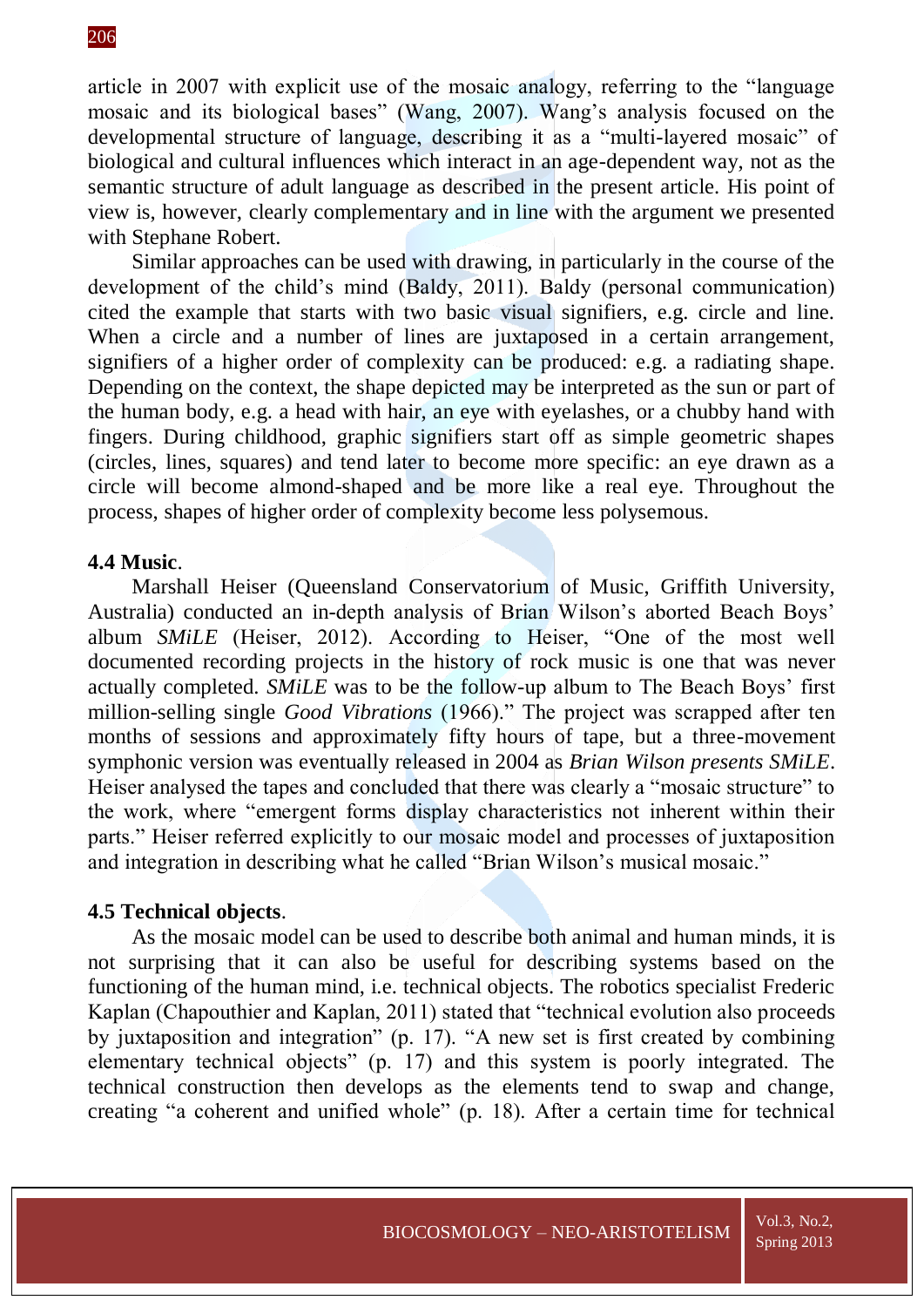article in 2007 with explicit use of the mosaic analogy, referring to the "language mosaic and its biological bases" (Wang, 2007). Wang's analysis focused on the developmental structure of language, describing it as a "multi-layered mosaic" of biological and cultural influences which interact in an age-dependent way, not as the semantic structure of adult language as described in the present article. His point of view is, however, clearly complementary and in line with the argument we presented with Stephane Robert.

Similar approaches can be used with drawing, in particularly in the course of the development of the child's mind (Baldy, 2011). Baldy (personal communication) cited the example that starts with two basic visual signifiers, e.g. circle and line. When a circle and a number of lines are juxtaposed in a certain arrangement, signifiers of a higher order of complexity can be produced: e.g. a radiating shape. Depending on the context, the shape depicted may be interpreted as the sun or part of the human body, e.g. a head with hair, an eye with eyelashes, or a chubby hand with fingers. During childhood, graphic signifiers start off as simple geometric shapes (circles, lines, squares) and tend later to become more specific: an eye drawn as a circle will become almond-shaped and be more like a real eye. Throughout the process, shapes of higher order of complexity become less polysemous.

### 4.4 Music.

Marshall Heiser (Queensland Conservatorium of Music, Griffith University, Australia) conducted an in-depth analysis of Brian Wilson's aborted Beach Boys' album *SMiLE* (Heiser, 2012). According to Heiser, "One of the most well documented recording projects in the history of rock music is one that was never actually completed. *SMiLE* was to be the follow-up album to The Beach Boys' first million-selling single *Good Vibrations* (1966)." The project was scrapped after ten months of sessions and approximately fifty hours of tape, but a three-movement symphonic version was eventually released in 2004 as *Brian Wilson presents SMiLE*. Heiser analysed the tapes and concluded that there was clearly a "mosaic structure" to the work, where "emergent forms display characteristics not inherent within their parts." Heiser referred explicitly to our mosaic model and processes of juxtaposition and integration in describing what he called "Brian Wilson's musical mosaic."

### 4.5 Technical objects.

As the mosaic model can be used to describe both animal and human minds, it is not surprising that it can also be useful for describing systems based on the functioning of the human mind, i.e. technical objects. The robotics specialist Frederic Kaplan (Chapouthier and Kaplan, 2011) stated that "technical evolution also proceeds by juxtaposition and integration" (p. 17). "A new set is first created by combining elementary technical objects" (p. 17) and this system is poorly integrated. The technical construction then develops as the elements tend to swap and change, creating "a coherent and unified whole" (p. 18). After a certain time for technical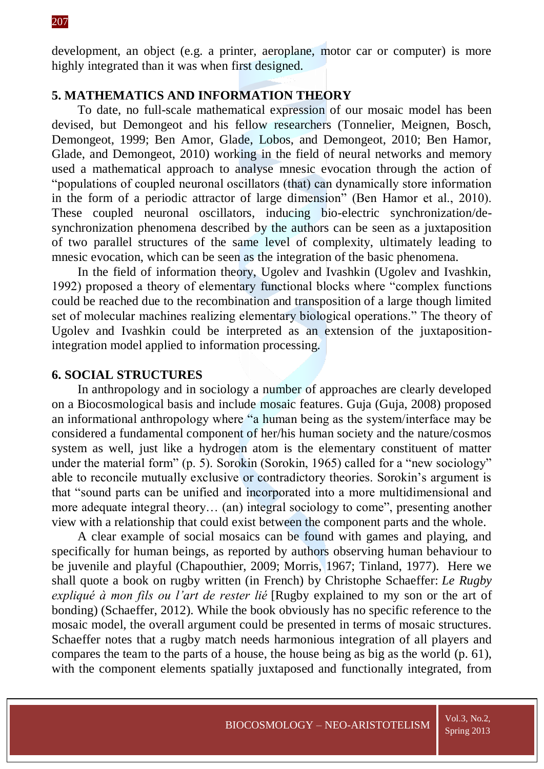development, an object (e.g. a printer, aeroplane, motor car or computer) is more highly integrated than it was when first designed.

## 5. MATHEMATICS AND INFORMATION THEORY

To date, no full-scale mathematical expression of our mosaic model has been devised, but Demongeot and his fellow researchers (Tonnelier, Meignen, Bosch, Demongeot, 1999; Ben Amor, Glade, Lobos, and Demongeot, 2010; Ben Hamor, Glade, and Demongeot, 2010) working in the field of neural networks and memory used a mathematical approach to analyse mnesic evocation through the action of "populations of coupled neuronal oscillators (that) can dynamically store information in the form of a periodic attractor of large dimension" (Ben Hamor et al., 2010). These coupled neuronal oscillators, inducing bio-electric synchronization/de-synchronization phenomena described by the authors can be seen as a juxtaposition of two parallel structures of the same level of complexity, ultimately leading to mnesic evocation, which can be seen as the integration of the basic phenomena.

In the field of information theory, Ugolev and Ivashkin (Ugolev and Ivashkin, 1992) proposed a theory of elementary functional blocks where "complex functions could be reached due to the recombination and transposition of a large though limited set of molecular machines realizing elementary biological operations." The theory of Ugolev and Ivashkin could be interpreted as an extension of the juxtaposition-integration model applied to information processing.

## 6. SOCIAL STRUCTURES

In anthropology and in sociology a number of approaches are clearly developed on a Biocosmological basis and include mosaic features. Guja (Guja, 2008) proposed an informational anthropology where "a human being as the system/interface may be considered a fundamental component of her/his human society and the nature/cosmos system as well, just like a hydrogen atom is the elementary constituent of matter under the material form" (p. 5). Sorokin (Sorokin, 1965) called for a "new sociology" able to reconcile mutually exclusive or contradictory theories. Sorokin's argument is that "sound parts can be unified and incorporated into a more multidimensional and more adequate integral theory… (an) integral sociology to come", presenting another view with a relationship that could exist between the component parts and the whole.

A clear example of social mosaics can be found with games and playing, and specifically for human beings, as reported by authors observing human behaviour to be juvenile and playful (Chapouthier, 2009; Morris, 1967; Tinland, 1977). Here we shall quote a book on rugby written (in French) by Christophe Schaeffer: *Le Rugby expliqué à mon fils ou l'art de rester lié* [Rugby explained to my son or the art of bonding) (Schaeffer, 2012). While the book obviously has no specific reference to the mosaic model, the overall argument could be presented in terms of mosaic structures. Schaeffer notes that a rugby match needs harmonious integration of all players and compares the team to the parts of a house, the house being as big as the world (p. 61), with the component elements spatially juxtaposed and functionally integrated, from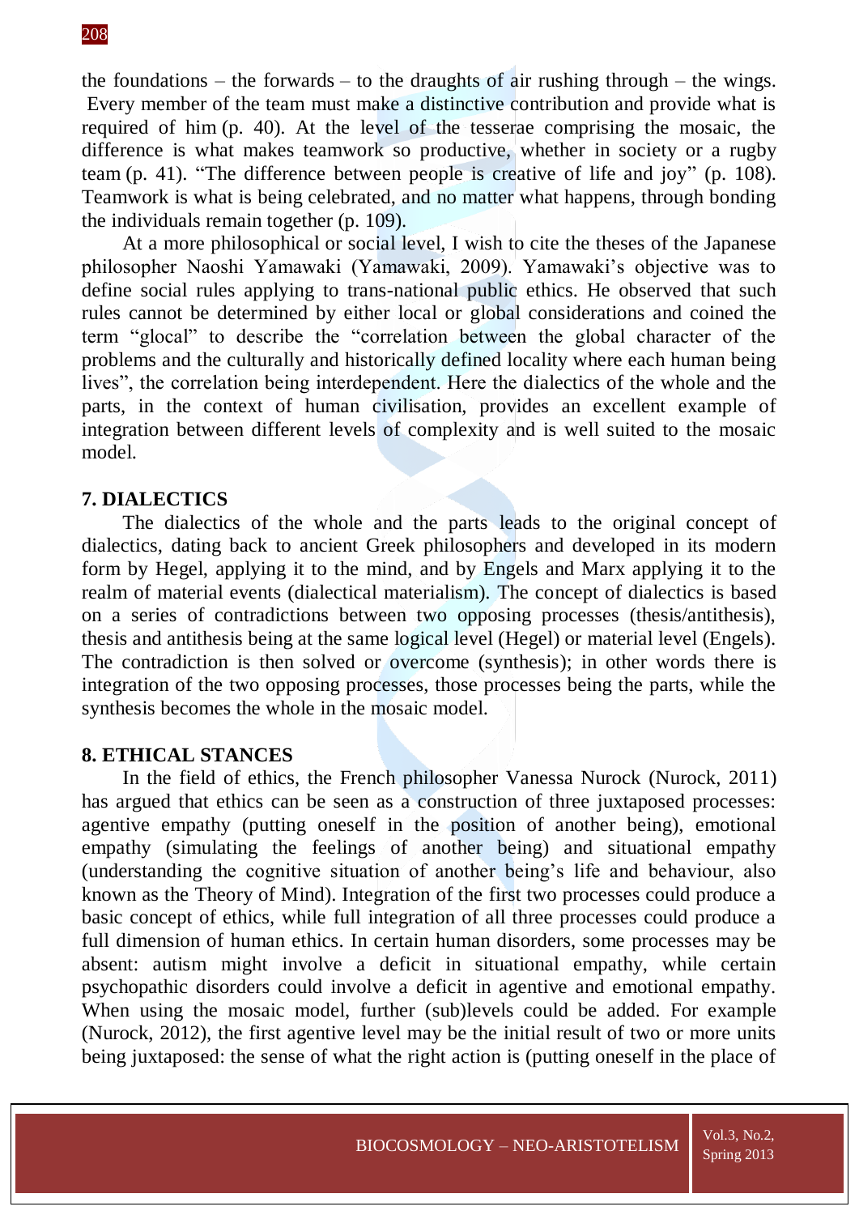the foundations – the forwards – to the draughts of air rushing through – the wings. Every member of the team must make a distinctive contribution and provide what is required of him (p. 40). At the level of the tesserae comprising the mosaic, the difference is what makes teamwork so productive, whether in society or a rugby team (p. 41). "The difference between people is creative of life and joy" (p. 108). Teamwork is what is being celebrated, and no matter what happens, through bonding the individuals remain together (p. 109).

At a more philosophical or social level, I wish to cite the theses of the Japanese philosopher Naoshi Yamawaki (Yamawaki, 2009). Yamawaki's objective was to define social rules applying to trans-national public ethics. He observed that such rules cannot be determined by either local or global considerations and coined the term "glocal" to describe the "correlation between the global character of the problems and the culturally and historically defined locality where each human being lives", the correlation being interdependent. Here the dialectics of the whole and the parts, in the context of human civilisation, provides an excellent example of integration between different levels of complexity and is well suited to the mosaic model.

## 7. DIALECTICS

The dialectics of the whole and the parts leads to the original concept of dialectics, dating back to ancient Greek philosophers and developed in its modern form by Hegel, applying it to the mind, and by Engels and Marx applying it to the realm of material events (dialectical materialism). The concept of dialectics is based on a series of contradictions between two opposing processes (thesis/antithesis), thesis and antithesis being at the same logical level (Hegel) or material level (Engels). The contradiction is then solved or overcome (synthesis); in other words there is integration of the two opposing processes, those processes being the parts, while the synthesis becomes the whole in the mosaic model.

## 8. ETHICAL STANCES

In the field of ethics, the French philosopher Vanessa Nurock (Nurock, 2011) has argued that ethics can be seen as a construction of three juxtaposed processes: agentive empathy (putting oneself in the position of another being), emotional empathy (simulating the feelings of another being) and situational empathy (understanding the cognitive situation of another being's life and behaviour, also known as the Theory of Mind). Integration of the first two processes could produce a basic concept of ethics, while full integration of all three processes could produce a full dimension of human ethics. In certain human disorders, some processes may be absent: autism might involve a deficit in situational empathy, while certain psychopathic disorders could involve a deficit in agentive and emotional empathy. When using the mosaic model, further (sub)levels could be added. For example (Nurock, 2012), the first agentive level may be the initial result of two or more units being juxtaposed: the sense of what the right action is (putting oneself in the place of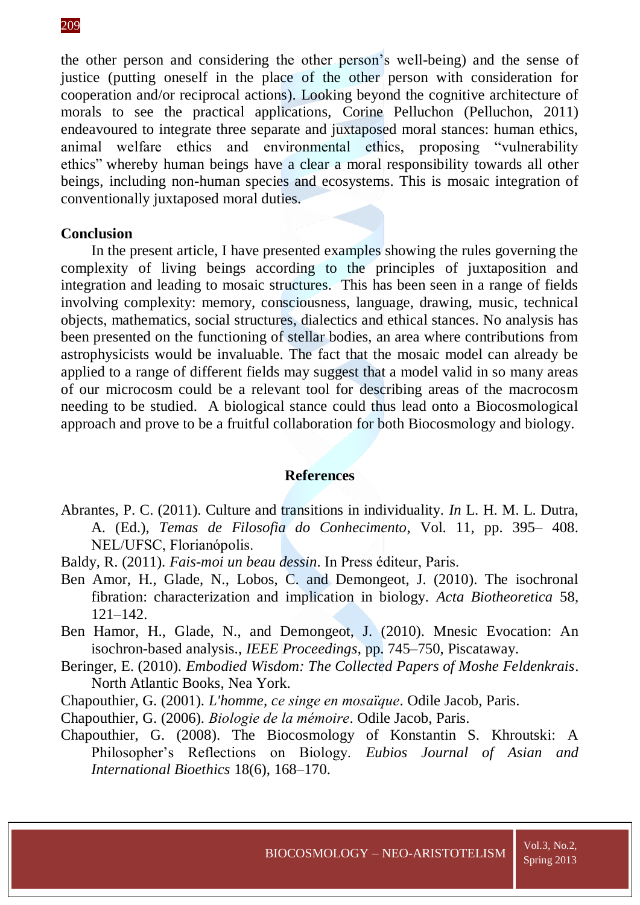the other person and considering the other person's well-being) and the sense of justice (putting oneself in the place of the other person with consideration for cooperation and/or reciprocal actions). Looking beyond the cognitive architecture of morals to see the practical applications, Corine Pelluchon (Pelluchon, 2011) endeavoured to integrate three separate and juxtaposed moral stances: human ethics, animal welfare ethics and environmental ethics, proposing "vulnerability ethics" whereby human beings have a clear a moral responsibility towards all other beings, including non-human species and ecosystems. This is mosaic integration of conventionally juxtaposed moral duties.

## Conclusion

In the present article, I have presented examples showing the rules governing the complexity of living beings according to the principles of juxtaposition and integration and leading to mosaic structures. This has been seen in a range of fields involving complexity: memory, consciousness, language, drawing, music, technical objects, mathematics, social structures, dialectics and ethical stances. No analysis has been presented on the functioning of stellar bodies, an area where contributions from astrophysicists would be invaluable. The fact that the mosaic model can already be applied to a range of different fields may suggest that a model valid in so many areas of our microcosm could be a relevant tool for describing areas of the macrocosm needing to be studied. A biological stance could thus lead onto a Biocosmological approach and prove to be a fruitful collaboration for both Biocosmology and biology.

## References

Abrantes, P. C. (2011). Culture and transitions in individuality. *In* L. H. M. L. Dutra, A. (Ed.), *Temas de Filosofia do Conhecimento*, Vol. 11, pp. 395– 408. NEL/UFSC, Florianópolis.

Baldy, R. (2011). *Fais-moi un beau dessin*. In Press éditeur, Paris.

Ben Amor, H., Glade, N., Lobos, C. and Demongeot, J. (2010). The isochronal fibration: characterization and implication in biology. *Acta Biotheoretica* 58, 121–142.

Ben Hamor, H., Glade, N., and Demongeot, J. (2010). Mnesic Evocation: An isochron-based analysis., *IEEE Proceedings*, pp. 745–750, Piscataway.

Beringer, E. (2010). *Embodied Wisdom: The Collected Papers of Moshe Feldenkrais*. North Atlantic Books, Nea York.

Chapouthier, G. (2001). *L'homme, ce singe en mosaïque*. Odile Jacob, Paris.

Chapouthier, G. (2006). *Biologie de la mémoire*. Odile Jacob, Paris.

Chapouthier, G. (2008). The Biocosmology of Konstantin S. Khroutski: A Philosopher's Reflections on Biology. *Eubios Journal of Asian and International Bioethics* 18(6), 168–170.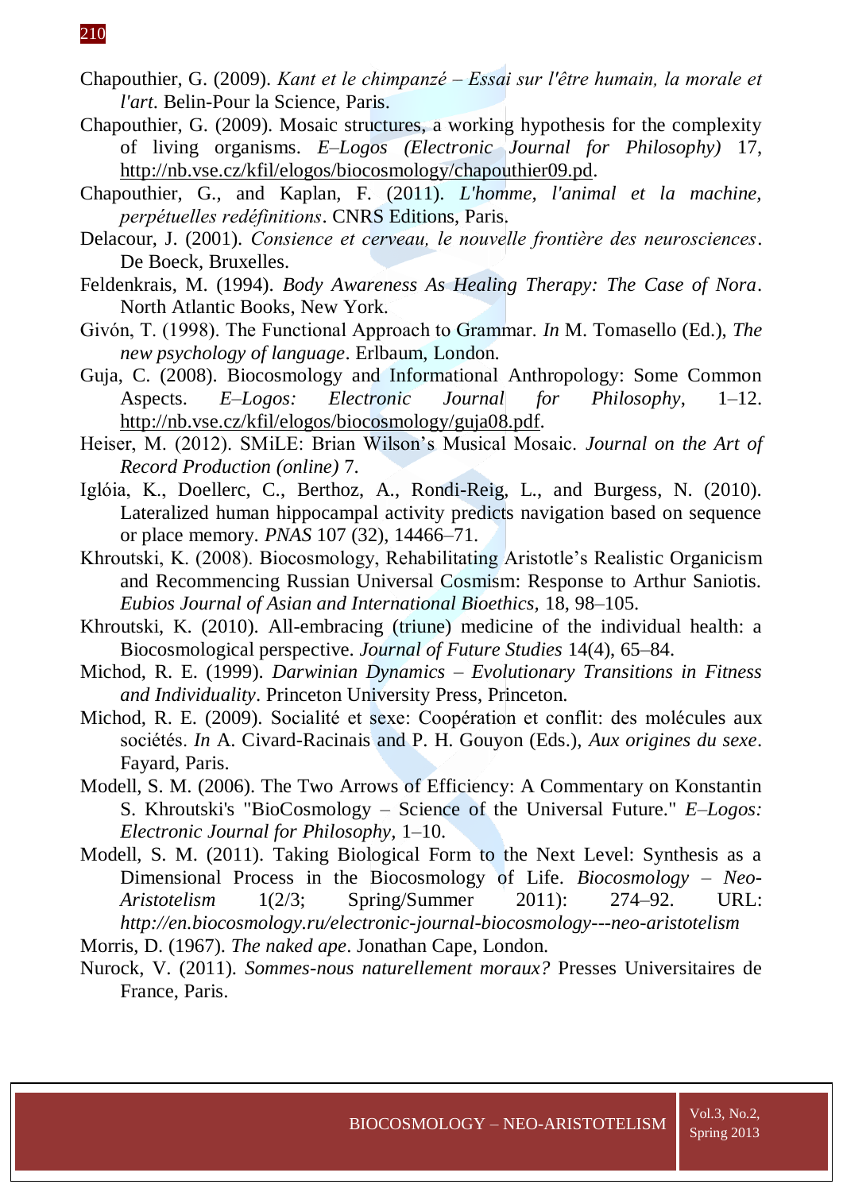Chapouthier, G. (2009). *Kant et le chimpanzé – Essai sur l'être humain, la morale et l'art*. Belin-Pour la Science, Paris.

Chapouthier, G. (2009). Mosaic structures, a working hypothesis for the complexity of living organisms. *E–Logos (Electronic Journal for Philosophy)* 17, http://nb.vse.cz/kfil/elogos/biocosmology/chapouthier09.pd.

Chapouthier, G., and Kaplan, F. (2011). *L'homme, l'animal et la machine, perpétuelles redéfinitions*. CNRS Editions, Paris.

Delacour, J. (2001). *Consience et cerveau, le nouvelle frontière des neurosciences*. De Boeck, Bruxelles.

Feldenkrais, M. (1994). *Body Awareness As Healing Therapy: The Case of Nora*. North Atlantic Books, New York.

Givón, T. (1998). The Functional Approach to Grammar. *In* M. Tomasello (Ed.), *The new psychology of language*. Erlbaum, London.

Guja, C. (2008). Biocosmology and Informational Anthropology: Some Common Aspects. *E–Logos: Electronic Journal for Philosophy*, 1–12. http://nb.vse.cz/kfil/elogos/biocosmology/guja08.pdf.

Heiser, M. (2012). SMiLE: Brian Wilson's Musical Mosaic. *Journal on the Art of Record Production (online)* 7.

Iglóia, K., Doellerc, C., Berthoz, A., Rondi-Reig, L., and Burgess, N. (2010). Lateralized human hippocampal activity predicts navigation based on sequence or place memory. *PNAS* 107 (32), 14466–71.

Khroutski, K. (2008). Biocosmology, Rehabilitating Aristotle's Realistic Organicism and Recommencing Russian Universal Cosmism: Response to Arthur Saniotis. *Eubios Journal of Asian and International Bioethics*, 18, 98–105.

Khroutski, K. (2010). All-embracing (triune) medicine of the individual health: a Biocosmological perspective. *Journal of Future Studies* 14(4), 65–84.

Michod, R. E. (1999). *Darwinian Dynamics – Evolutionary Transitions in Fitness and Individuality*. Princeton University Press, Princeton.

Michod, R. E. (2009). Socialité et sexe: Coopération et conflit: des molécules aux sociétés. *In* A. Civard-Racinais and P. H. Gouyon (Eds.), *Aux origines du sexe*. Fayard, Paris.

Modell, S. M. (2006). The Two Arrows of Efficiency: A Commentary on Konstantin S. Khroutski's "BioCosmology – Science of the Universal Future." *E–Logos: Electronic Journal for Philosophy*, 1–10.

Modell, S. M. (2011). Taking Biological Form to the Next Level: Synthesis as a Dimensional Process in the Biocosmology of Life. *Biocosmology – Neo-Aristotelism* 1(2/3; Spring/Summer 2011): 274–92. URL: *http://en.biocosmology.ru/electronic-journal-biocosmology---neo-aristotelism*

Morris, D. (1967). *The naked ape*. Jonathan Cape, London.

Nurock, V. (2011). *Sommes-nous naturellement moraux?* Presses Universitaires de France, Paris.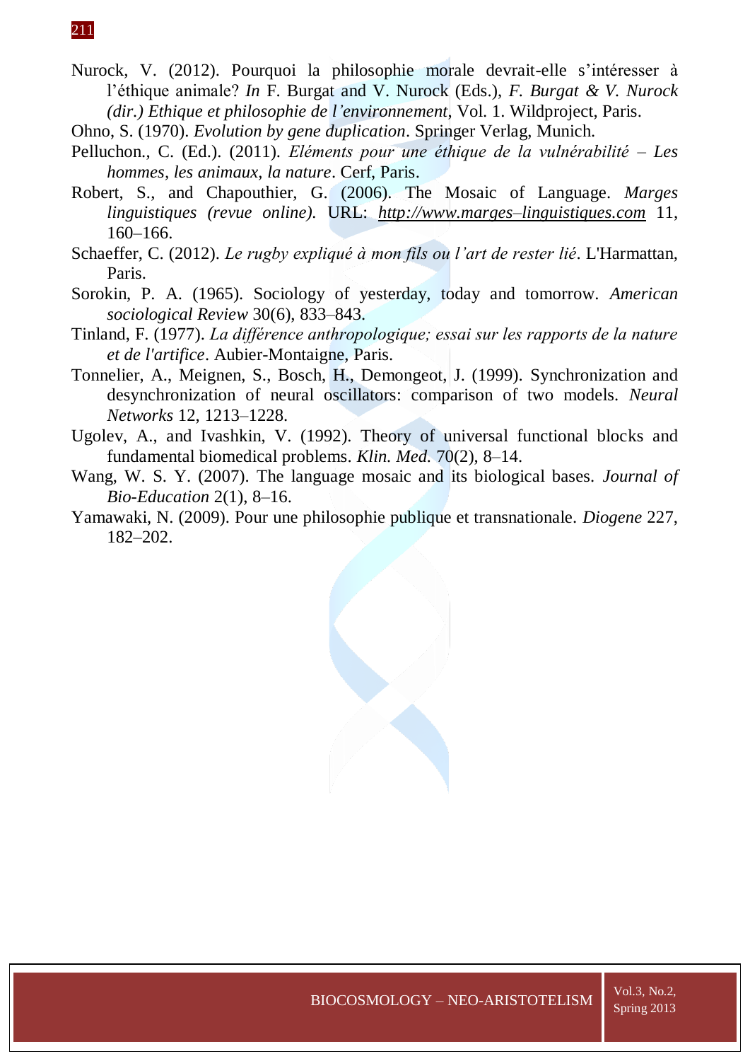Nurock, V. (2012). Pourquoi la philosophie morale devrait-elle s'intéresser à l'éthique animale? *In* F. Burgat and V. Nurock (Eds.), *F. Burgat & V. Nurock (dir.) Ethique et philosophie de l'environnement*, Vol. 1. Wildproject, Paris.

Ohno, S. (1970). *Evolution by gene duplication*. Springer Verlag, Munich.

Pelluchon., C. (Ed.). (2011). *Eléments pour une éthique de la vulnérabilité – Les hommes, les animaux, la nature*. Cerf, Paris.

Robert, S., and Chapouthier, G. (2006). The Mosaic of Language. *Marges linguistiques (revue online).* URL: http://www.marges–linguistiques.com 11, 160–166.

Schaeffer, C. (2012). *Le rugby expliqué à mon fils ou l'art de rester lié*. L'Harmattan, Paris.

Sorokin, P. A. (1965). Sociology of yesterday, today and tomorrow. *American sociological Review* 30(6), 833–843.

Tinland, F. (1977). *La différence anthropologique; essai sur les rapports de la nature et de l'artifice*. Aubier-Montaigne, Paris.

Tonnelier, A., Meignen, S., Bosch, H., Demongeot, J. (1999). Synchronization and desynchronization of neural oscillators: comparison of two models. *Neural Networks* 12, 1213–1228.

Ugolev, A., and Ivashkin, V. (1992). Theory of universal functional blocks and fundamental biomedical problems. *Klin. Med.* 70(2), 8–14.

Wang, W. S. Y. (2007). The language mosaic and its biological bases. *Journal of Bio-Education* 2(1), 8–16.

Yamawaki, N. (2009). Pour une philosophie publique et transnationale. *Diogene* 227, 182–202.